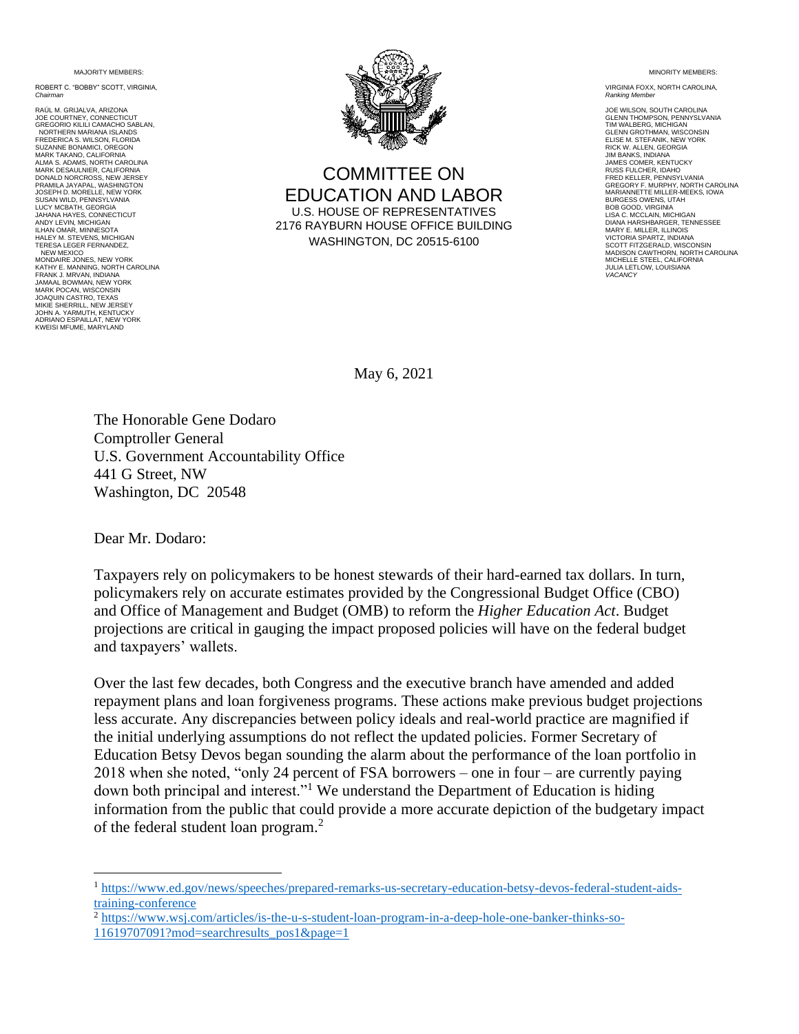MAJORITY MEMBERS:

ROBERT C. "BOBBY" SCOTT, VIRGINIA,
*Chairman*

RAÚL M. GRIJALVA, ARIZONA
JOE COURTNEY, CONNECTICUT
GREGORIO KILILI CAMACHO SABLAN, NORTHERN MARIANA ISLANDS
FREDERICA S. WILSON, FLORIDA
SUZANNE BONAMICI, OREGON
MARK TAKANO, CALIFORNIA
ALMA S. ADAMS, NORTH CAROLINA
MARK DESAULNIER, CALIFORNIA
DONALD NORCROSS, NEW JERSEY
PRAMILA JAYAPAL, WASHINGTON
JOSEPH D. MORELLE, NEW YORK
SUSAN WILD, PENNSYLVANIA
LUCY MCBATH, GEORGIA
JAHANA HAYES, CONNECTICUT
ANDY LEVIN, MICHIGAN
ILHAN OMAR, MINNESOTA
HALEY M. STEVENS, MICHIGAN
TERESA LEGER FERNANDEZ, NEW MEXICO
MONDAIRE JONES, NEW YORK
KATHY E. MANNING, NORTH CAROLINA
FRANK J. MRVAN, INDIANA
JAMAAL BOWMAN, NEW YORK
MARK POCAN, WISCONSIN
JOAQUIN CASTRO, TEXAS
MIKIE SHERRILL, NEW JERSEY
JOHN A. YARMUTH, KENTUCKY
ADRIANO ESPAILLAT, NEW YORK
KWEISI MFUME, MARYLAND

# COMMITTEE ON EDUCATION AND LABOR

U.S. HOUSE OF REPRESENTATIVES
2176 RAYBURN HOUSE OFFICE BUILDING
WASHINGTON, DC 20515-6100

MINORITY MEMBERS:

VIRGINIA FOXX, NORTH CAROLINA,
*Ranking Member*

JOE WILSON, SOUTH CAROLINA
GLENN THOMPSON, PENNSYLVANIA
TIM WALBERG, MICHIGAN
GLENN GROTHMAN, WISCONSIN
ELISE M. STEFANIK, NEW YORK
RICK W. ALLEN, GEORGIA
JIM BANKS, INDIANA
JAMES COMER, KENTUCKY
RUSS FULCHER, IDAHO
FRED KELLER, PENNSYLVANIA
GREGORY F. MURPHY, NORTH CAROLINA
MARIANNETTE MILLER-MEEKS, IOWA
BURGESS OWENS, UTAH
BOB GOOD, VIRGINIA
LISA C. MCCLAIN, MICHIGAN
DIANA HARSHBARGER, TENNESSEE
MARY E. MILLER, ILLINOIS
VICTORIA SPARTZ, INDIANA
SCOTT FITZGERALD, WISCONSIN
MADISON CAWTHORN, NORTH CAROLINA
MICHELLE STEEL, CALIFORNIA
JULIA LETLOW, LOUISIANA
*VACANCY*

May 6, 2021

The Honorable Gene Dodaro
Comptroller General
U.S. Government Accountability Office
441 G Street, NW
Washington, DC 20548

Dear Mr. Dodaro:

Taxpayers rely on policymakers to be honest stewards of their hard-earned tax dollars. In turn, policymakers rely on accurate estimates provided by the Congressional Budget Office (CBO) and Office of Management and Budget (OMB) to reform the *Higher Education Act*. Budget projections are critical in gauging the impact proposed policies will have on the federal budget and taxpayers' wallets.

Over the last few decades, both Congress and the executive branch have amended and added repayment plans and loan forgiveness programs. These actions make previous budget projections less accurate. Any discrepancies between policy ideals and real-world practice are magnified if the initial underlying assumptions do not reflect the updated policies. Former Secretary of Education Betsy Devos began sounding the alarm about the performance of the loan portfolio in 2018 when she noted, "only 24 percent of FSA borrowers – one in four – are currently paying down both principal and interest."[1] We understand the Department of Education is hiding information from the public that could provide a more accurate depiction of the budgetary impact of the federal student loan program.[2]

---

[1] https://www.ed.gov/news/speeches/prepared-remarks-us-secretary-education-betsy-devos-federal-student-aids-training-conference

[2] https://www.wsj.com/articles/is-the-u-s-student-loan-program-in-a-deep-hole-one-banker-thinks-so-11619707091?mod=searchresults_pos1&page=1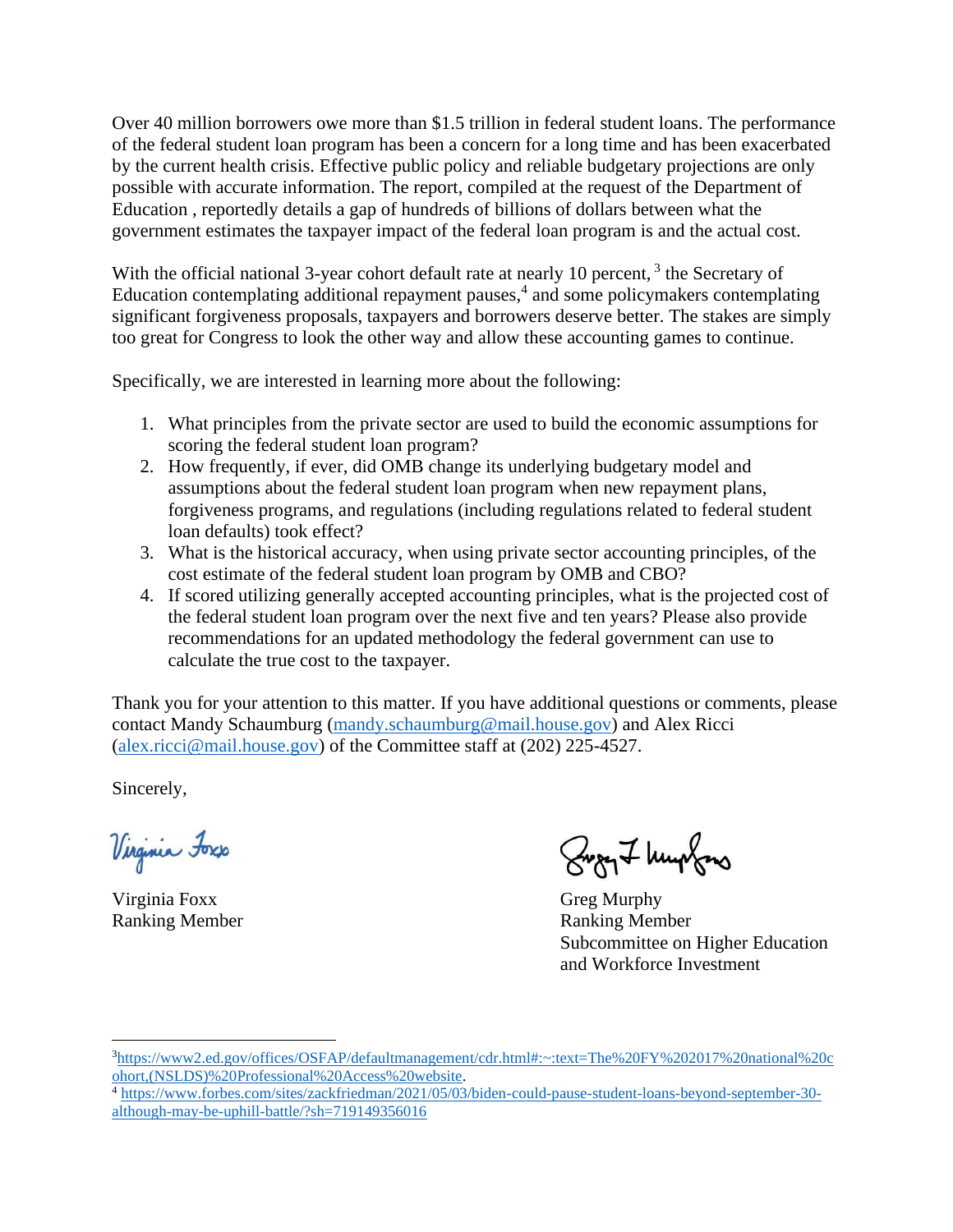Over 40 million borrowers owe more than $1.5 trillion in federal student loans. The performance of the federal student loan program has been a concern for a long time and has been exacerbated by the current health crisis. Effective public policy and reliable budgetary projections are only possible with accurate information. The report, compiled at the request of the Department of Education , reportedly details a gap of hundreds of billions of dollars between what the government estimates the taxpayer impact of the federal loan program is and the actual cost.

With the official national 3-year cohort default rate at nearly 10 percent, [3] the Secretary of Education contemplating additional repayment pauses,[4] and some policymakers contemplating significant forgiveness proposals, taxpayers and borrowers deserve better. The stakes are simply too great for Congress to look the other way and allow these accounting games to continue.

Specifically, we are interested in learning more about the following:

1. What principles from the private sector are used to build the economic assumptions for scoring the federal student loan program?
2. How frequently, if ever, did OMB change its underlying budgetary model and assumptions about the federal student loan program when new repayment plans, forgiveness programs, and regulations (including regulations related to federal student loan defaults) took effect?
3. What is the historical accuracy, when using private sector accounting principles, of the cost estimate of the federal student loan program by OMB and CBO?
4. If scored utilizing generally accepted accounting principles, what is the projected cost of the federal student loan program over the next five and ten years? Please also provide recommendations for an updated methodology the federal government can use to calculate the true cost to the taxpayer.

Thank you for your attention to this matter. If you have additional questions or comments, please contact Mandy Schaumburg (mandy.schaumburg@mail.house.gov) and Alex Ricci (alex.ricci@mail.house.gov) of the Committee staff at (202) 225-4527.

Sincerely,

Virginia Foxx
Ranking Member

Greg Murphy
Ranking Member
Subcommittee on Higher Education and Workforce Investment

---

[3] https://www2.ed.gov/offices/OSFAP/defaultmanagement/cdr.html#:~:text=The%20FY%202017%20national%20cohort,(NSLDS)%20Professional%20Access%20website.

[4] https://www.forbes.com/sites/zackfriedman/2021/05/03/biden-could-pause-student-loans-beyond-september-30-although-may-be-uphill-battle/?sh=719149356016